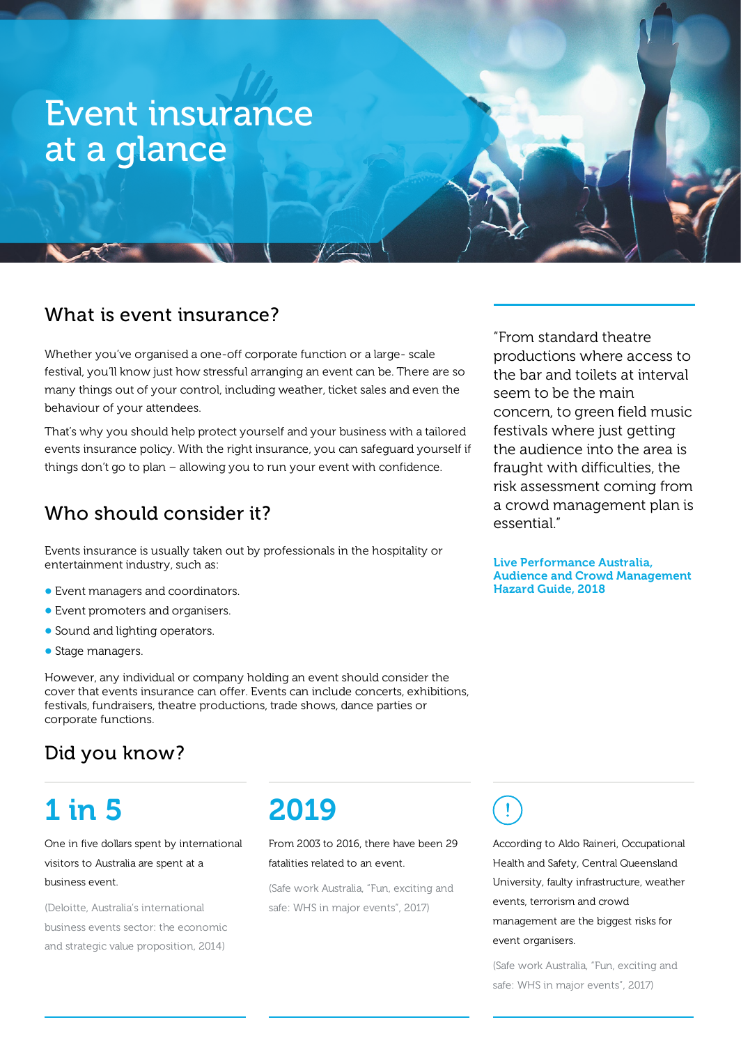# Event insurance at a glance

## What is event insurance?

Whether you've organised a one-off corporate function or a large- scale festival, you'll know just how stressful arranging an event can be. There are so many things out of your control, including weather, ticket sales and even the behaviour of your attendees.

That's why you should help protect yourself and your business with a tailored events insurance policy. With the right insurance, you can safeguard yourself if things don't go to plan – allowing you to run your event with confidence.

## Who should consider it?

Events insurance is usually taken out by professionals in the hospitality or entertainment industry, such as:

- Event managers and coordinators.
- Event promoters and organisers.
- Sound and lighting operators.
- Stage managers.

However, any individual or company holding an event should consider the cover that events insurance can offer. Events can include concerts, exhibitions, festivals, fundraisers, theatre productions, trade shows, dance parties or corporate functions.

> "From standard theatre productions where access to the bar and toilets at interval seem to be the main concern, to green field music festivals where just getting the audience into the area is fraught with difficulties, the risk assessment coming from a crowd management plan is essential."
>
> **Live Performance Australia, Audience and Crowd Management Hazard Guide, 2018**

## Did you know?

### 1 in 5

One in five dollars spent by international visitors to Australia are spent at a business event.

(Deloitte, Australia's international business events sector: the economic and strategic value proposition, 2014)

### 2019

From 2003 to 2016, there have been 29 fatalities related to an event.

(Safe work Australia, "Fun, exciting and safe: WHS in major events", 2017)

### !

According to Aldo Raineri, Occupational Health and Safety, Central Queensland University, faulty infrastructure, weather events, terrorism and crowd management are the biggest risks for event organisers.

(Safe work Australia, "Fun, exciting and safe: WHS in major events", 2017)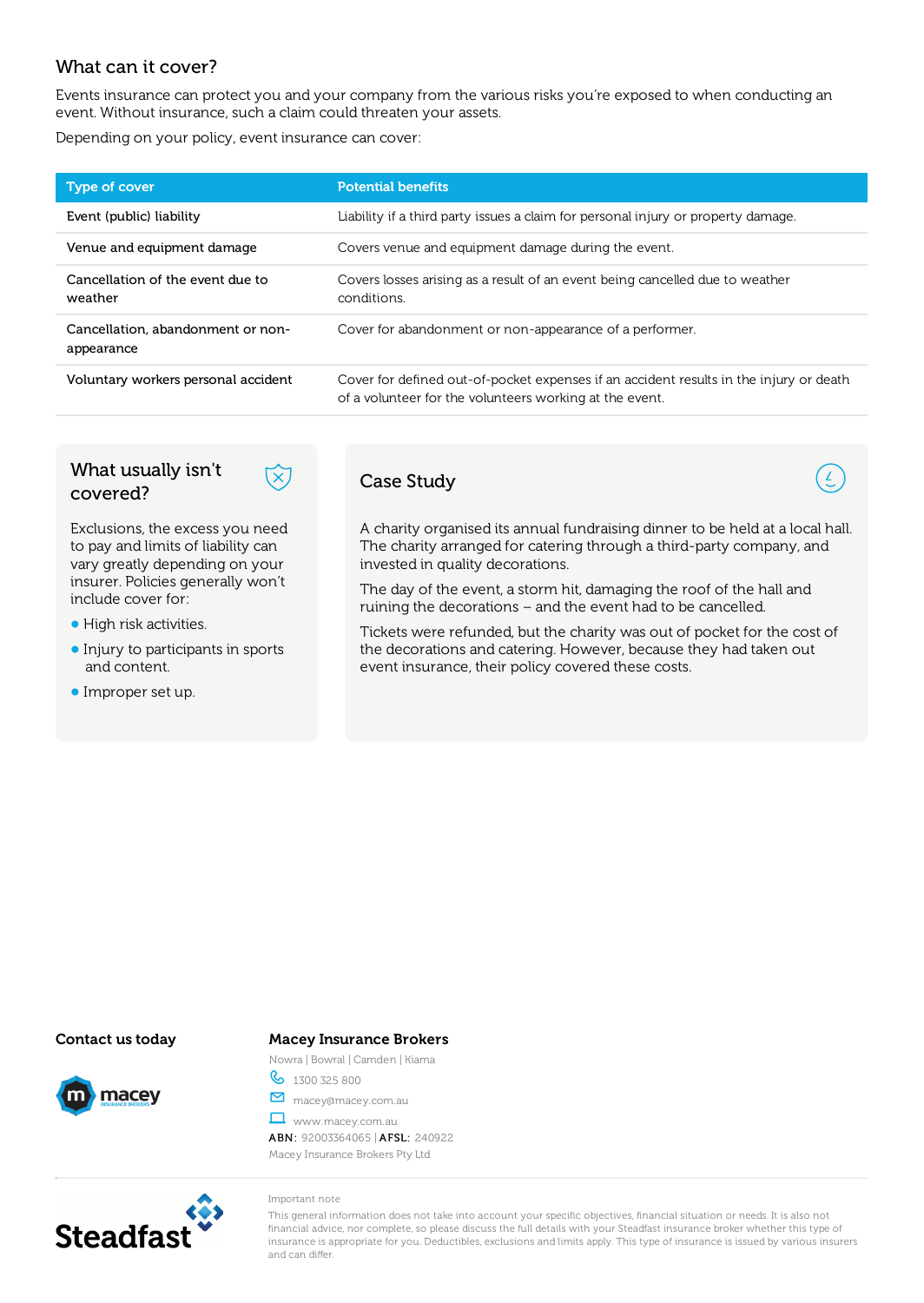## What can it cover?

Events insurance can protect you and your company from the various risks you're exposed to when conducting an event. Without insurance, such a claim could threaten your assets.

Depending on your policy, event insurance can cover:

| Type of cover | Potential benefits |
|---|---|
| Event (public) liability | Liability if a third party issues a claim for personal injury or property damage. |
| Venue and equipment damage | Covers venue and equipment damage during the event. |
| Cancellation of the event due to weather | Covers losses arising as a result of an event being cancelled due to weather conditions. |
| Cancellation, abandonment or non-appearance | Cover for abandonment or non-appearance of a performer. |
| Voluntary workers personal accident | Cover for defined out-of-pocket expenses if an accident results in the injury or death of a volunteer for the volunteers working at the event. |

### What usually isn't covered?

Exclusions, the excess you need to pay and limits of liability can vary greatly depending on your insurer. Policies generally won't include cover for:

- High risk activities.
- Injury to participants in sports and content.
- Improper set up.

### Case Study

A charity organised its annual fundraising dinner to be held at a local hall. The charity arranged for catering through a third-party company, and invested in quality decorations.

The day of the event, a storm hit, damaging the roof of the hall and ruining the decorations – and the event had to be cancelled.

Tickets were refunded, but the charity was out of pocket for the cost of the decorations and catering. However, because they had taken out event insurance, their policy covered these costs.

**Contact us today**

**Macey Insurance Brokers**

Nowra | Bowral | Camden | Kiama

1300 325 800

macey@macey.com.au

www.macey.com.au

**ABN:** 92003364065 | **AFSL:** 240922

Macey Insurance Brokers Pty Ltd

Important note

This general information does not take into account your specific objectives, financial situation or needs. It is also not financial advice, nor complete, so please discuss the full details with your Steadfast insurance broker whether this type of insurance is appropriate for you. Deductibles, exclusions and limits apply. This type of insurance is issued by various insurers and can differ.